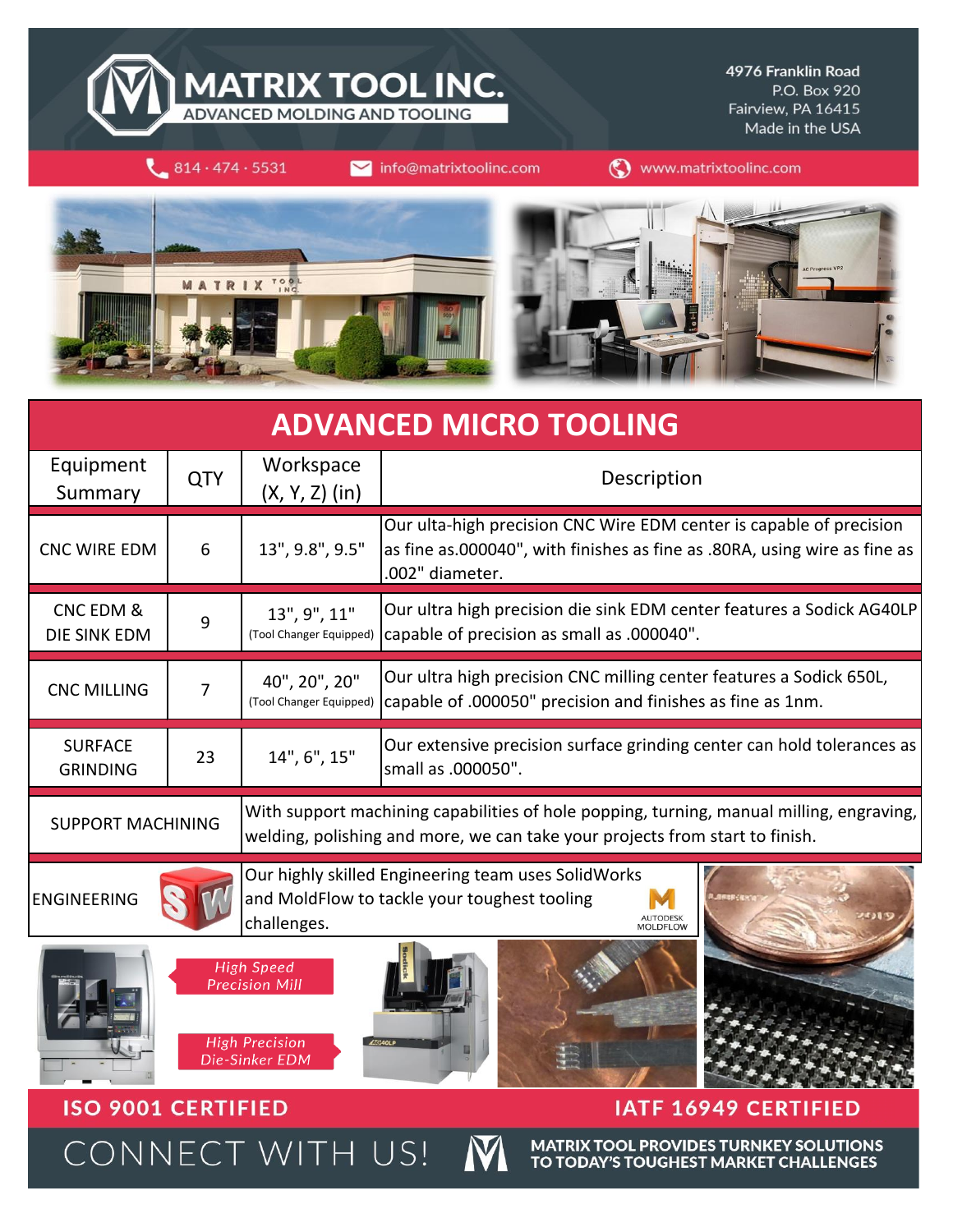# MATRIX TOOL INC.

ADVANCED MOLDING AND TOOLING

4976 Franklin Road
P.O. Box 920
Fairview, PA 16415
Made in the USA

814 · 474 · 5531 | info@matrixtoolinc.com | www.matrixtoolinc.com

## ADVANCED MICRO TOOLING

| Equipment Summary | QTY | Workspace (X, Y, Z) (in) | Description |
|---|---|---|---|
| CNC WIRE EDM | 6 | 13", 9.8", 9.5" | Our ulta-high precision CNC Wire EDM center is capable of precision as fine as.000040", with finishes as fine as .80RA, using wire as fine as .002" diameter. |
| CNC EDM & DIE SINK EDM | 9 | 13", 9", 11" (Tool Changer Equipped) | Our ultra high precision die sink EDM center features a Sodick AG40LP capable of precision as small as .000040". |
| CNC MILLING | 7 | 40", 20", 20" (Tool Changer Equipped) | Our ultra high precision CNC milling center features a Sodick 650L, capable of .000050" precision and finishes as fine as 1nm. |
| SURFACE GRINDING | 23 | 14", 6", 15" | Our extensive precision surface grinding center can hold tolerances as small as .000050". |
| SUPPORT MACHINING | | | With support machining capabilities of hole popping, turning, manual milling, engraving, welding, polishing and more, we can take your projects from start to finish. |
| ENGINEERING | | | Our highly skilled Engineering team uses SolidWorks and MoldFlow to tackle your toughest tooling challenges. |

AUTODESK MOLDFLOW

*High Speed Precision Mill*

*High Precision Die-Sinker EDM*

**ISO 9001 CERTIFIED**

**IATF 16949 CERTIFIED**

CONNECT WITH US!

**MATRIX TOOL PROVIDES TURNKEY SOLUTIONS TO TODAY'S TOUGHEST MARKET CHALLENGES**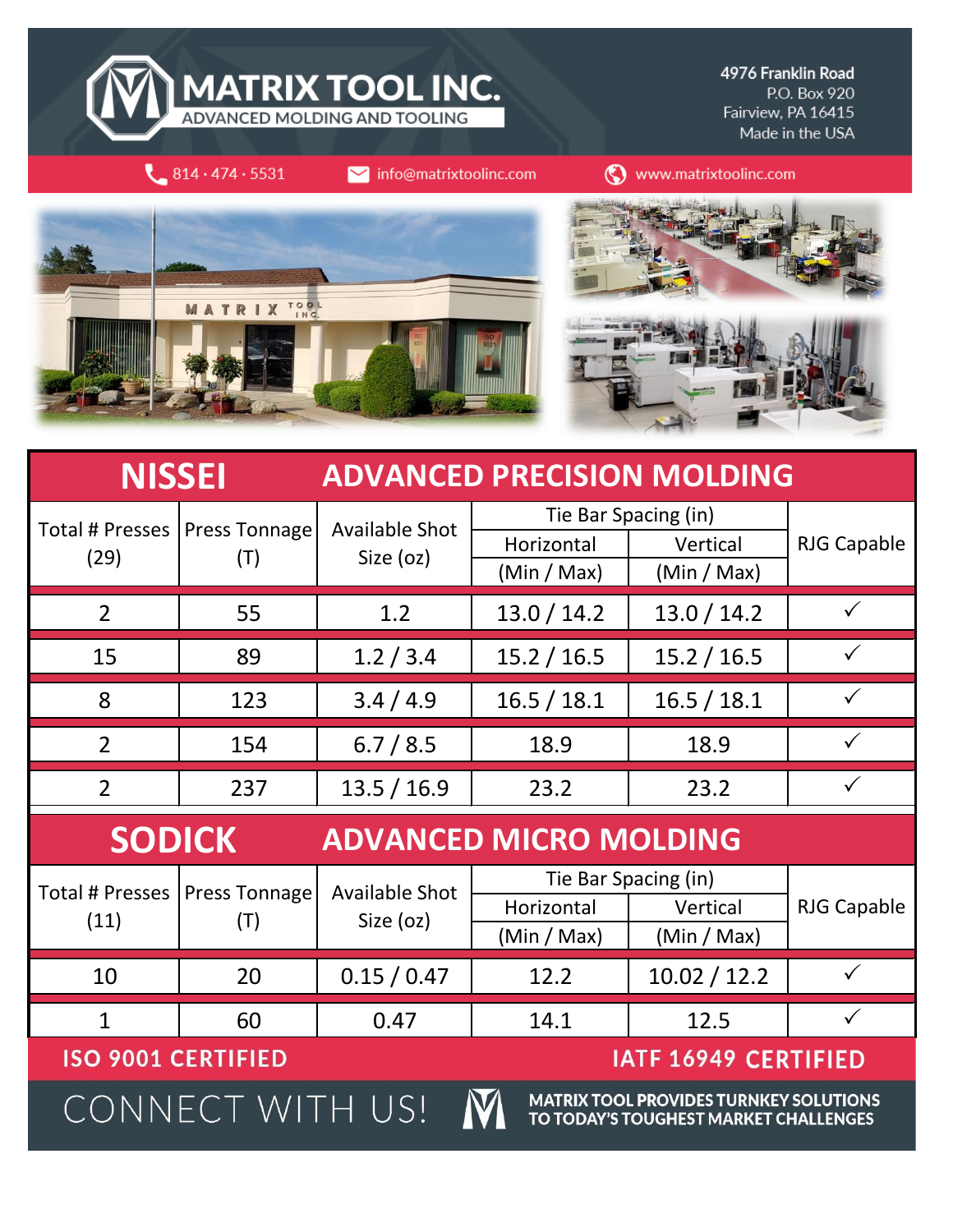# MATRIX TOOL INC.

ADVANCED MOLDING AND TOOLING

4976 Franklin Road
P.O. Box 920
Fairview, PA 16415
Made in the USA

814 · 474 · 5531 | info@matrixtoolinc.com | www.matrixtoolinc.com

## NISSEI — ADVANCED PRECISION MOLDING

| Total # Presses (29) | Press Tonnage (T) | Available Shot Size (oz) | Tie Bar Spacing (in) Horizontal (Min / Max) | Tie Bar Spacing (in) Vertical (Min / Max) | RJG Capable |
|---|---|---|---|---|---|
| 2 | 55 | 1.2 | 13.0 / 14.2 | 13.0 / 14.2 | ✓ |
| 15 | 89 | 1.2 / 3.4 | 15.2 / 16.5 | 15.2 / 16.5 | ✓ |
| 8 | 123 | 3.4 / 4.9 | 16.5 / 18.1 | 16.5 / 18.1 | ✓ |
| 2 | 154 | 6.7 / 8.5 | 18.9 | 18.9 | ✓ |
| 2 | 237 | 13.5 / 16.9 | 23.2 | 23.2 | ✓ |

## SODICK — ADVANCED MICRO MOLDING

| Total # Presses (11) | Press Tonnage (T) | Available Shot Size (oz) | Tie Bar Spacing (in) Horizontal (Min / Max) | Tie Bar Spacing (in) Vertical (Min / Max) | RJG Capable |
|---|---|---|---|---|---|
| 10 | 20 | 0.15 / 0.47 | 12.2 | 10.02 / 12.2 | ✓ |
| 1 | 60 | 0.47 | 14.1 | 12.5 | ✓ |

**ISO 9001 CERTIFIED** | **IATF 16949 CERTIFIED**

CONNECT WITH US!

MATRIX TOOL PROVIDES TURNKEY SOLUTIONS TO TODAY'S TOUGHEST MARKET CHALLENGES